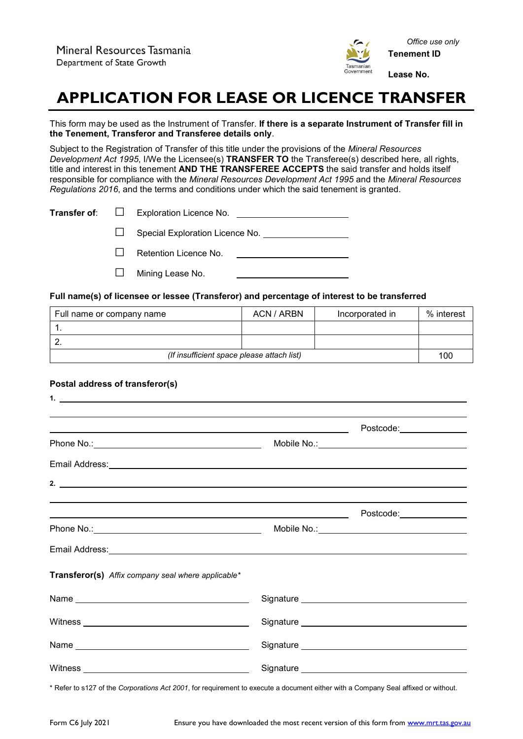Mineral Resources Tasmania
Department of State Growth

*Office use only*
**Tenement ID**

**Lease No.**

# APPLICATION FOR LEASE OR LICENCE TRANSFER

This form may be used as the Instrument of Transfer. **If there is a separate Instrument of Transfer fill in the Tenement, Transferor and Transferee details only**.

Subject to the Registration of Transfer of this title under the provisions of the *Mineral Resources Development Act 1995*, I/We the Licensee(s) **TRANSFER TO** the Transferee(s) described here, all rights, title and interest in this tenement **AND THE TRANSFEREE ACCEPTS** the said transfer and holds itself responsible for compliance with the *Mineral Resources Development Act 1995* and the *Mineral Resources Regulations 2016*, and the terms and conditions under which the said tenement is granted.

**Transfer of**:

- ☐ Exploration Licence No. ____________________
- ☐ Special Exploration Licence No. ____________________
- ☐ Retention Licence No. ____________________
- ☐ Mining Lease No. ____________________

**Full name(s) of licensee or lessee (Transferor) and percentage of interest to be transferred**

| Full name or company name | ACN / ARBN | Incorporated in | % interest |
|---|---|---|---|
| 1. | | | |
| 2. | | | |
| *(If insufficient space please attach list)* | | | 100 |

**Postal address of transferor(s)**

**1.** ____________________________________________

____________________________________________

____________________________________________ Postcode: __________

Phone No.: ____________________ Mobile No.: ____________________

Email Address: ____________________________________________

**2.** ____________________________________________

____________________________________________

____________________________________________ Postcode: __________

Phone No.: ____________________ Mobile No.: ____________________

Email Address: ____________________________________________

**Transferor(s)** *Affix company seal where applicable**

Name ____________________ Signature ____________________

Witness ____________________ Signature ____________________

Name ____________________ Signature ____________________

Witness ____________________ Signature ____________________

\* Refer to s127 of the *Corporations Act 2001*, for requirement to execute a document either with a Company Seal affixed or without.

Form C6 July 2021 Ensure you have downloaded the most recent version of this form from www.mrt.tas.gov.au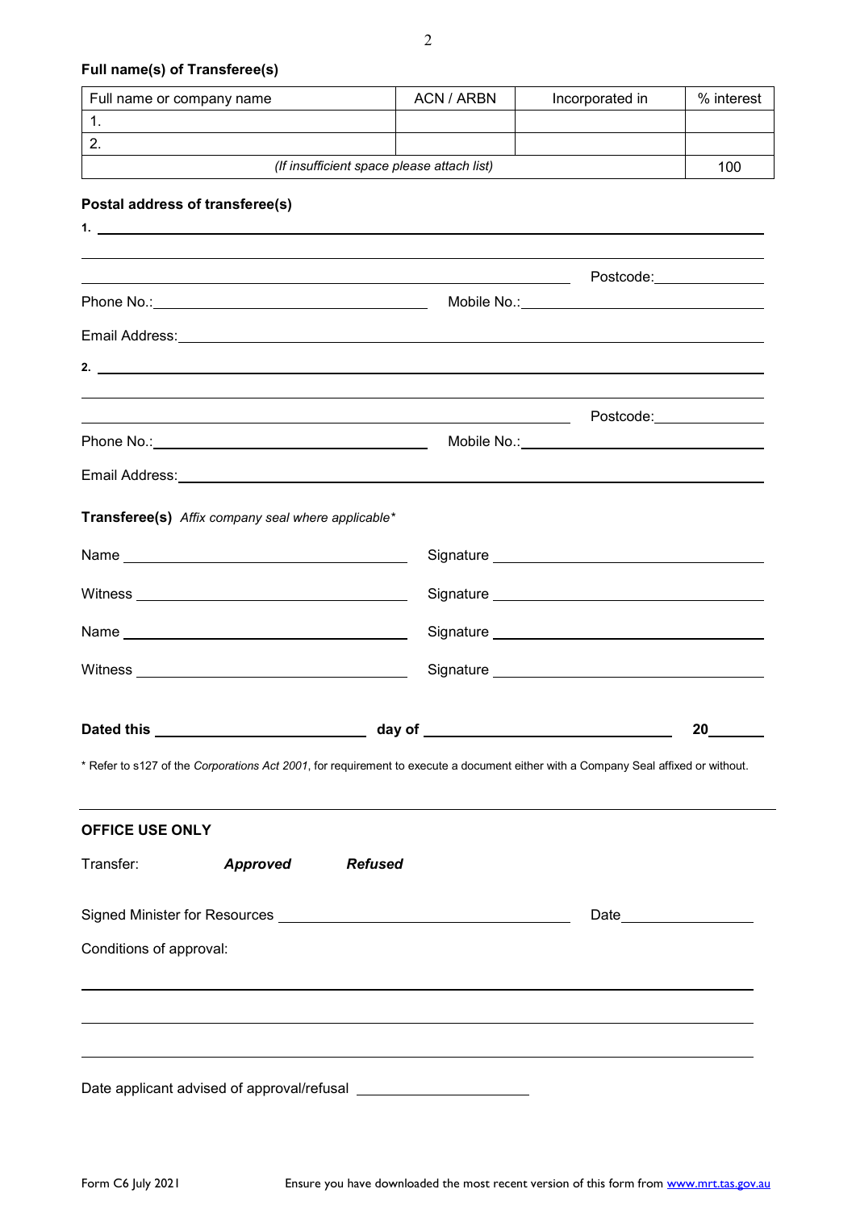**Full name(s) of Transferee(s)**

| Full name or company name | ACN / ARBN | Incorporated in | % interest |
|---|---|---|---|
| 1. | | | |
| 2. | | | |
| *(If insufficient space please attach list)* | | | 100 |

**Postal address of transferee(s)**

**1.** ______________________________________________

______________________________________________

______________________________ Postcode: ______________

Phone No.: ______________________ Mobile No.: ______________________

Email Address: ______________________________________________

**2.** ______________________________________________

______________________________________________

______________________________ Postcode: ______________

Phone No.: ______________________ Mobile No.: ______________________

Email Address: ______________________________________________

**Transferee(s)** *Affix company seal where applicable\**

Name ______________________ Signature ______________________

Witness ______________________ Signature ______________________

Name ______________________ Signature ______________________

Witness ______________________ Signature ______________________

**Dated this** ______________ **day of** ______________________ **20**______

\* Refer to s127 of the *Corporations Act 2001*, for requirement to execute a document either with a Company Seal affixed or without.

---

**OFFICE USE ONLY**

Transfer: ***Approved*** ***Refused***

Signed Minister for Resources ______________________ Date ______________

Conditions of approval:

______________________________________________

______________________________________________

______________________________________________

Date applicant advised of approval/refusal ______________

Form C6 July 2021

Ensure you have downloaded the most recent version of this form from www.mrt.tas.gov.au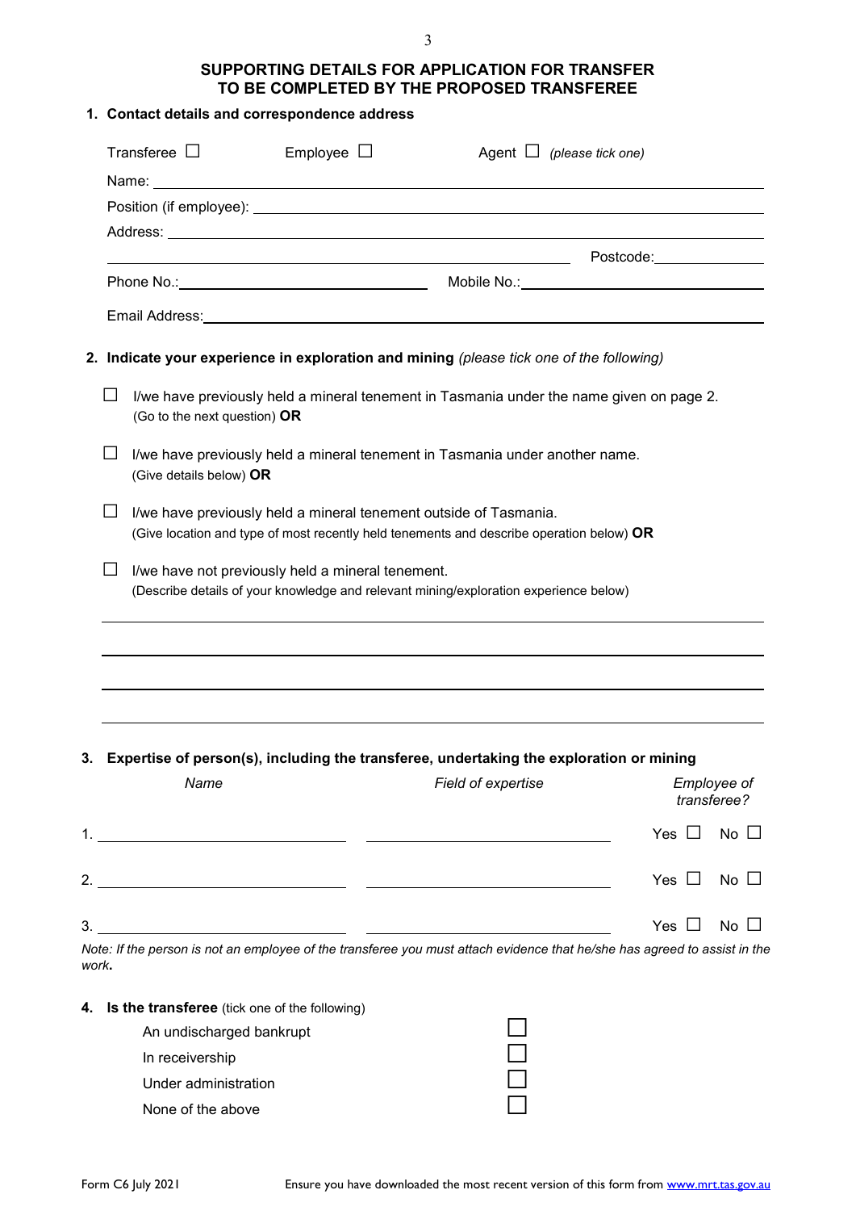## SUPPORTING DETAILS FOR APPLICATION FOR TRANSFER TO BE COMPLETED BY THE PROPOSED TRANSFEREE

**1. Contact details and correspondence address**

Transferee ☐ Employee ☐ Agent ☐ *(please tick one)*

Name: \_\_\_\_\_\_\_\_\_\_\_\_\_\_\_\_\_\_\_\_\_\_\_\_\_\_\_\_\_\_\_\_\_\_\_\_\_\_\_\_

Position (if employee): \_\_\_\_\_\_\_\_\_\_\_\_\_\_\_\_\_\_\_\_\_\_\_\_\_\_\_\_\_\_\_\_\_\_\_\_\_\_\_\_

Address: \_\_\_\_\_\_\_\_\_\_\_\_\_\_\_\_\_\_\_\_\_\_\_\_\_\_\_\_\_\_\_\_\_\_\_\_\_\_\_\_

\_\_\_\_\_\_\_\_\_\_\_\_\_\_\_\_\_\_\_\_\_\_\_\_\_\_\_\_\_\_\_\_ Postcode: \_\_\_\_\_\_\_\_\_\_

Phone No.: \_\_\_\_\_\_\_\_\_\_\_\_\_\_\_\_\_\_\_\_ Mobile No.: \_\_\_\_\_\_\_\_\_\_\_\_\_\_\_\_\_\_\_\_

Email Address: \_\_\_\_\_\_\_\_\_\_\_\_\_\_\_\_\_\_\_\_\_\_\_\_\_\_\_\_\_\_\_\_\_\_\_\_\_\_\_\_

**2. Indicate your experience in exploration and mining** *(please tick one of the following)*

☐ I/we have previously held a mineral tenement in Tasmania under the name given on page 2. (Go to the next question) **OR**

☐ I/we have previously held a mineral tenement in Tasmania under another name. (Give details below) **OR**

☐ I/we have previously held a mineral tenement outside of Tasmania. (Give location and type of most recently held tenements and describe operation below) **OR**

☐ I/we have not previously held a mineral tenement. (Describe details of your knowledge and relevant mining/exploration experience below)

\_\_\_\_\_\_\_\_\_\_\_\_\_\_\_\_\_\_\_\_\_\_\_\_\_\_\_\_\_\_\_\_\_\_\_\_\_\_\_\_

\_\_\_\_\_\_\_\_\_\_\_\_\_\_\_\_\_\_\_\_\_\_\_\_\_\_\_\_\_\_\_\_\_\_\_\_\_\_\_\_

\_\_\_\_\_\_\_\_\_\_\_\_\_\_\_\_\_\_\_\_\_\_\_\_\_\_\_\_\_\_\_\_\_\_\_\_\_\_\_\_

\_\_\_\_\_\_\_\_\_\_\_\_\_\_\_\_\_\_\_\_\_\_\_\_\_\_\_\_\_\_\_\_\_\_\_\_\_\_\_\_

**3. Expertise of person(s), including the transferee, undertaking the exploration or mining**

| | *Name* | *Field of expertise* | *Employee of transferee?* |
|---|---|---|---|
| 1. | | | Yes ☐ No ☐ |
| 2. | | | Yes ☐ No ☐ |
| 3. | | | Yes ☐ No ☐ |

*Note: If the person is not an employee of the transferee you must attach evidence that he/she has agreed to assist in the work.*

**4. Is the transferee** (tick one of the following)

An undischarged bankrupt ☐

In receivership ☐

Under administration ☐

None of the above ☐

Form C6 July 2021 Ensure you have downloaded the most recent version of this form from www.mrt.tas.gov.au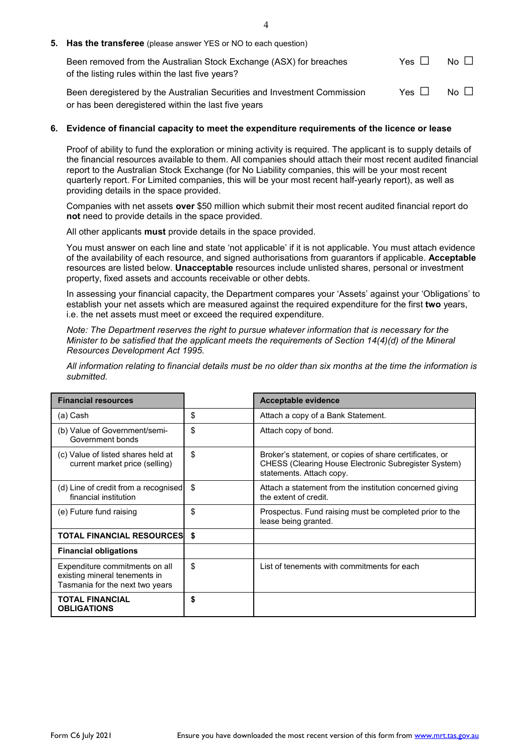**5. Has the transferee** (please answer YES or NO to each question)

Been removed from the Australian Stock Exchange (ASX) for breaches of the listing rules within the last five years? Yes ☐ No ☐

Been deregistered by the Australian Securities and Investment Commission or has been deregistered within the last five years Yes ☐ No ☐

**6. Evidence of financial capacity to meet the expenditure requirements of the licence or lease**

Proof of ability to fund the exploration or mining activity is required. The applicant is to supply details of the financial resources available to them. All companies should attach their most recent audited financial report to the Australian Stock Exchange (for No Liability companies, this will be your most recent quarterly report. For Limited companies, this will be your most recent half-yearly report), as well as providing details in the space provided.

Companies with net assets **over** $50 million which submit their most recent audited financial report do **not** need to provide details in the space provided.

All other applicants **must** provide details in the space provided.

You must answer on each line and state 'not applicable' if it is not applicable. You must attach evidence of the availability of each resource, and signed authorisations from guarantors if applicable. **Acceptable** resources are listed below. **Unacceptable** resources include unlisted shares, personal or investment property, fixed assets and accounts receivable or other debts.

In assessing your financial capacity, the Department compares your 'Assets' against your 'Obligations' to establish your net assets which are measured against the required expenditure for the first **two** years, i.e. the net assets must meet or exceed the required expenditure.

*Note: The Department reserves the right to pursue whatever information that is necessary for the Minister to be satisfied that the applicant meets the requirements of Section 14(4)(d) of the Mineral Resources Development Act 1995.*

*All information relating to financial details must be no older than six months at the time the information is submitted.*

| **Financial resources** | | **Acceptable evidence** |
|---|---|---|
| (a) Cash | $ | Attach a copy of a Bank Statement. |
| (b) Value of Government/semi-Government bonds | $ | Attach copy of bond. |
| (c) Value of listed shares held at current market price (selling) | $ | Broker's statement, or copies of share certificates, or CHESS (Clearing House Electronic Subregister System) statements. Attach copy. |
| (d) Line of credit from a recognised financial institution | $ | Attach a statement from the institution concerned giving the extent of credit. |
| (e) Future fund raising | $ | Prospectus. Fund raising must be completed prior to the lease being granted. |
| **TOTAL FINANCIAL RESOURCES** | **$** | |
| **Financial obligations** | | |
| Expenditure commitments on all existing mineral tenements in Tasmania for the next two years | $ | List of tenements with commitments for each |
| **TOTAL FINANCIAL OBLIGATIONS** | **$** | |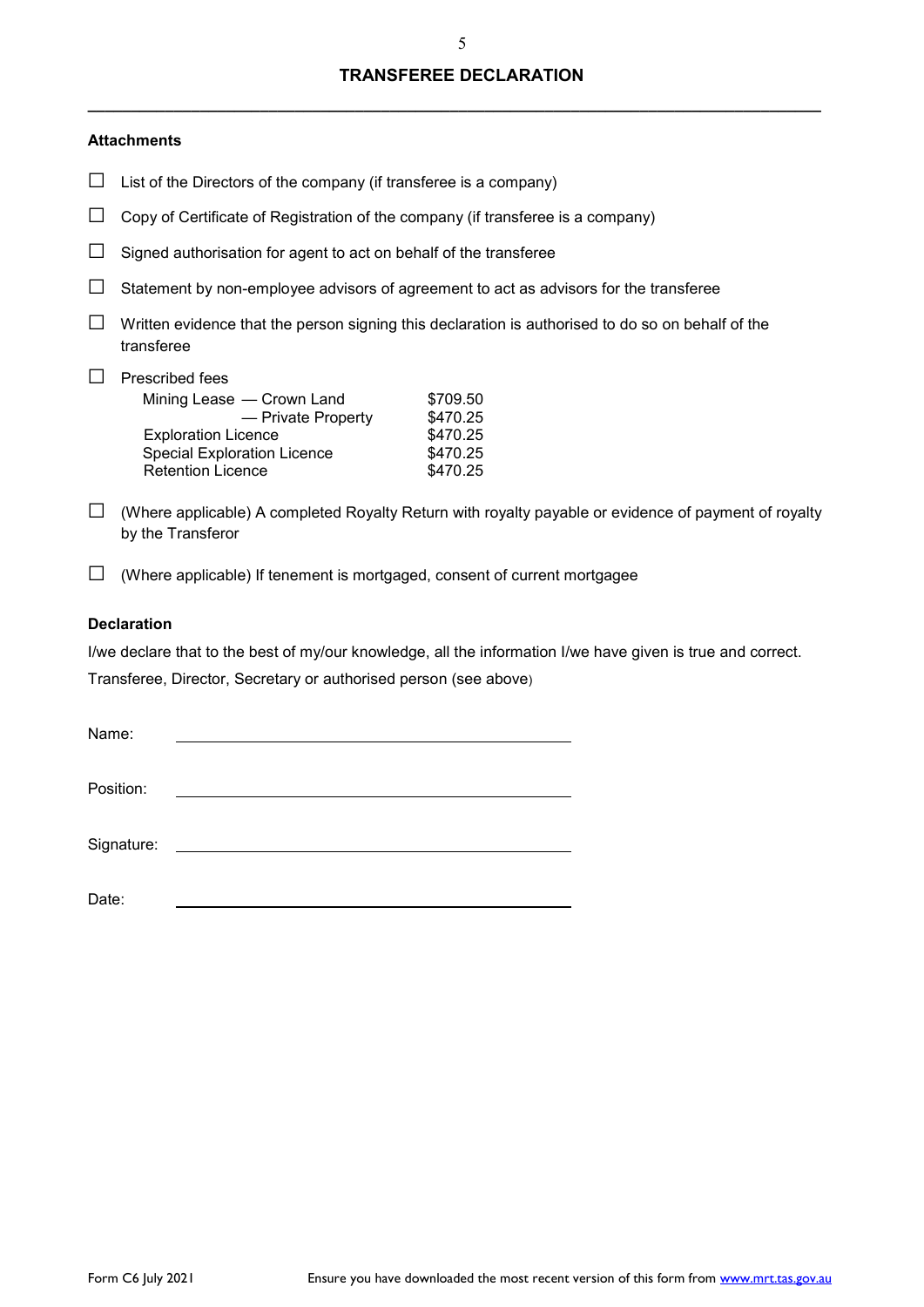## TRANSFEREE DECLARATION

### Attachments

- ☐ List of the Directors of the company (if transferee is a company)
- ☐ Copy of Certificate of Registration of the company (if transferee is a company)
- ☐ Signed authorisation for agent to act on behalf of the transferee
- ☐ Statement by non-employee advisors of agreement to act as advisors for the transferee
- ☐ Written evidence that the person signing this declaration is authorised to do so on behalf of the transferee
- ☐ Prescribed fees

| | |
|---|---|
| Mining Lease — Crown Land | $709.50 |
| — Private Property | $470.25 |
| Exploration Licence | $470.25 |
| Special Exploration Licence | $470.25 |
| Retention Licence | $470.25 |

- ☐ (Where applicable) A completed Royalty Return with royalty payable or evidence of payment of royalty by the Transferor
- ☐ (Where applicable) If tenement is mortgaged, consent of current mortgagee

### Declaration

I/we declare that to the best of my/our knowledge, all the information I/we have given is true and correct.

Transferee, Director, Secretary or authorised person (see above)

Name: ______________________________

Position: ______________________________

Signature: ______________________________

Date: ______________________________

Form C6 July 2021 Ensure you have downloaded the most recent version of this form from www.mrt.tas.gov.au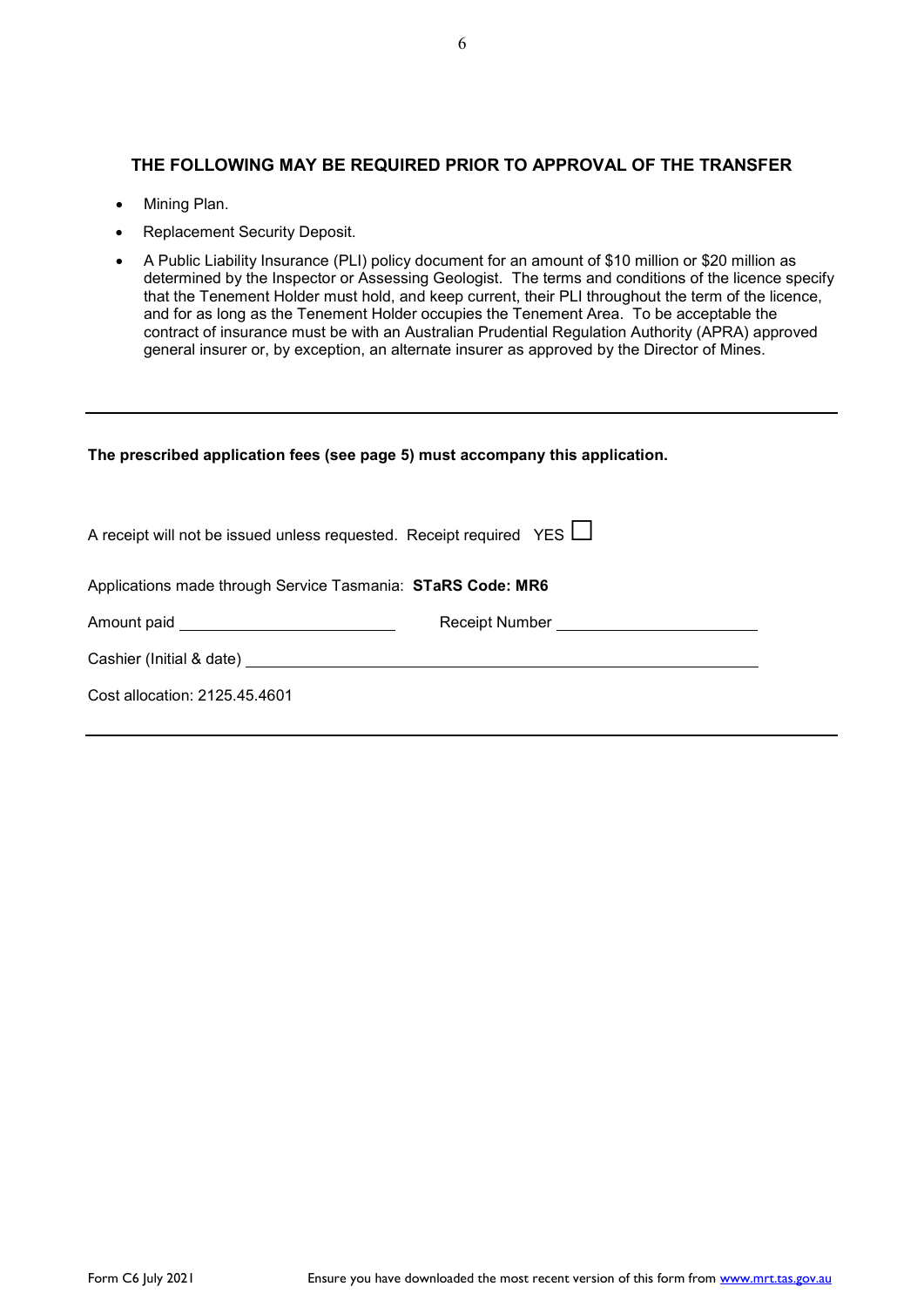### THE FOLLOWING MAY BE REQUIRED PRIOR TO APPROVAL OF THE TRANSFER

- Mining Plan.
- Replacement Security Deposit.
- A Public Liability Insurance (PLI) policy document for an amount of $10 million or $20 million as determined by the Inspector or Assessing Geologist. The terms and conditions of the licence specify that the Tenement Holder must hold, and keep current, their PLI throughout the term of the licence, and for as long as the Tenement Holder occupies the Tenement Area. To be acceptable the contract of insurance must be with an Australian Prudential Regulation Authority (APRA) approved general insurer or, by exception, an alternate insurer as approved by the Director of Mines.

---

**The prescribed application fees (see page 5) must accompany this application.**

A receipt will not be issued unless requested. Receipt required YES ☐

Applications made through Service Tasmania: **STaRS Code: MR6**

Amount paid ______________________ Receipt Number ______________________

Cashier (Initial & date) ____________________________________________

Cost allocation: 2125.45.4601

---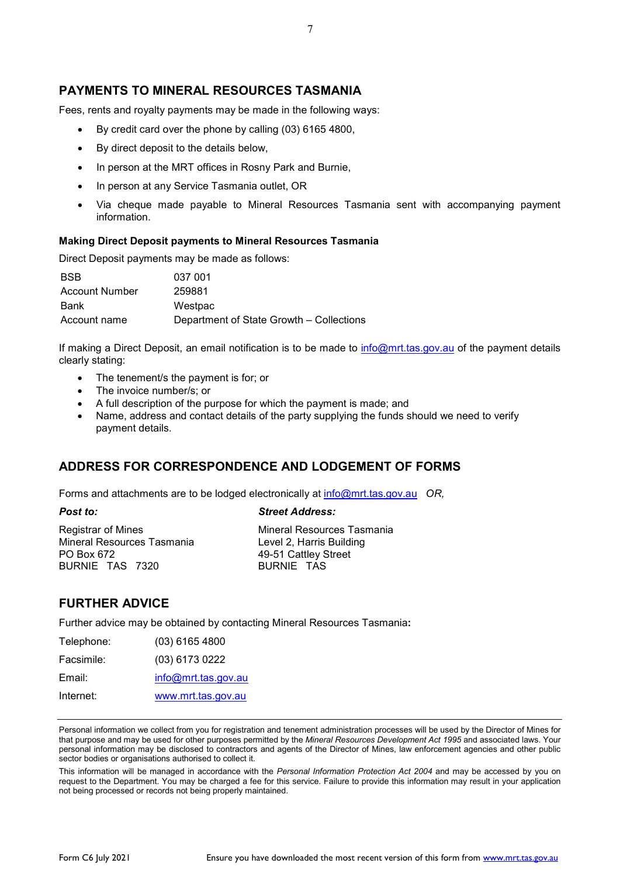## PAYMENTS TO MINERAL RESOURCES TASMANIA

Fees, rents and royalty payments may be made in the following ways:

- By credit card over the phone by calling (03) 6165 4800,
- By direct deposit to the details below,
- In person at the MRT offices in Rosny Park and Burnie,
- In person at any Service Tasmania outlet, OR
- Via cheque made payable to Mineral Resources Tasmania sent with accompanying payment information.

### Making Direct Deposit payments to Mineral Resources Tasmania

Direct Deposit payments may be made as follows:

| | |
|---|---|
| BSB | 037 001 |
| Account Number | 259881 |
| Bank | Westpac |
| Account name | Department of State Growth – Collections |

If making a Direct Deposit, an email notification is to be made to info@mrt.tas.gov.au of the payment details clearly stating:

- The tenement/s the payment is for; or
- The invoice number/s; or
- A full description of the purpose for which the payment is made; and
- Name, address and contact details of the party supplying the funds should we need to verify payment details.

## ADDRESS FOR CORRESPONDENCE AND LODGEMENT OF FORMS

Forms and attachments are to be lodged electronically at info@mrt.tas.gov.au *OR,*

***Post to:***

Registrar of Mines
Mineral Resources Tasmania
PO Box 672
BURNIE TAS 7320

***Street Address:***

Mineral Resources Tasmania
Level 2, Harris Building
49-51 Cattley Street
BURNIE TAS

## FURTHER ADVICE

Further advice may be obtained by contacting Mineral Resources Tasmania**:**

| | |
|---|---|
| Telephone: | (03) 6165 4800 |
| Facsimile: | (03) 6173 0222 |
| Email: | info@mrt.tas.gov.au |
| Internet: | www.mrt.tas.gov.au |

---

Personal information we collect from you for registration and tenement administration processes will be used by the Director of Mines for that purpose and may be used for other purposes permitted by the *Mineral Resources Development Act 1995* and associated laws. Your personal information may be disclosed to contractors and agents of the Director of Mines, law enforcement agencies and other public sector bodies or organisations authorised to collect it.

This information will be managed in accordance with the *Personal Information Protection Act 2004* and may be accessed by you on request to the Department. You may be charged a fee for this service. Failure to provide this information may result in your application not being processed or records not being properly maintained.